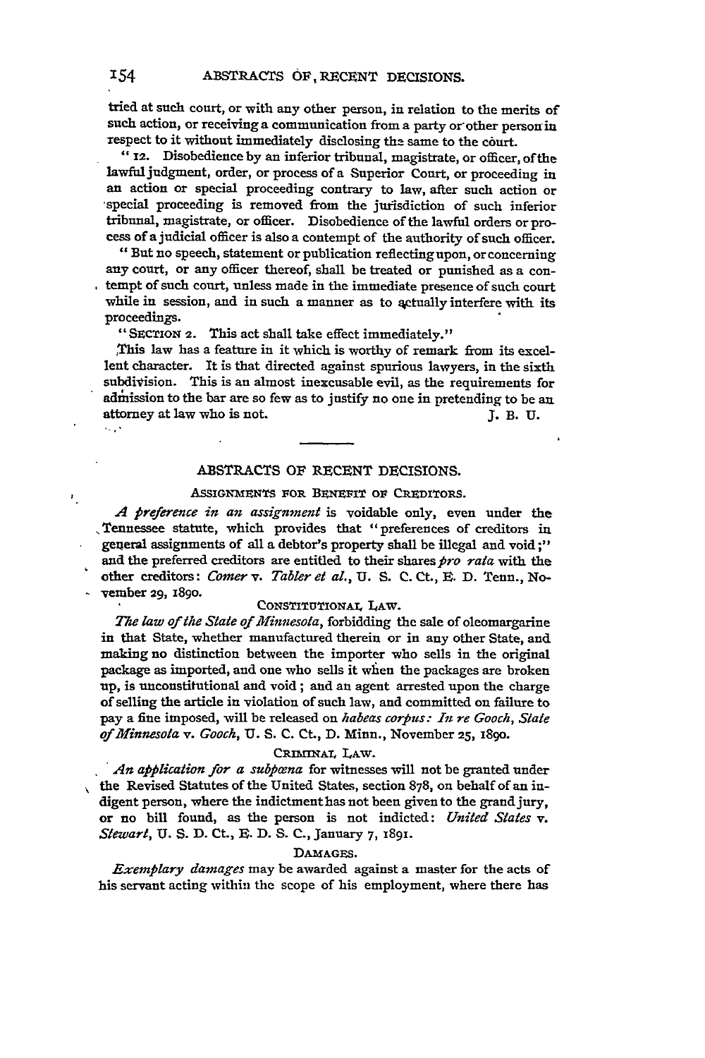tried at such court, or with any other person, in relation to the merits of such action, or receiving a communication from a party or other person in respect to it without immediately disclosing the same to the court.

"12. Disobedience by an inferior tribunal, magistrate, or officer, of the lawful judgment, order, or process of a Superior Court, or proceeding in an action or special proceeding contrary to law, after such action or special proceeding is removed from the jurisdiction of such inferior tribunal, magistrate, or officer. Disobedience of the lawful orders or process of a judicial officer is also a contempt of the authority of such officer.

"But no speech, statement or publication reflecting upon, or concerning any court, or any officer thereof, shall be treated or punished as a contempt of such court, unless made in the immediate presence of such court while in session, and in such a manner as to actually interfere with its proceedings.

"SECTION 2. This act shall take effect immediately."

This law has a feature in it which is worthy of remark from its excellent character. It is that directed against spurious lawyers, in the sixth subdivision. This is an almost inexcusable evil, as the requirements for admission to the bar are so few as to justify no one in pretending to be an attorney at law who is not.

J. B. U.

---

## ABSTRACTS OF RECENT DECISIONS.

### ASSIGNMENTS FOR BENEFIT OF CREDITORS.

*A preference in an assignment* is voidable only, even under the Tennessee statute, which provides that "preferences of creditors in general assignments of all a debtor's property shall be illegal and void;" and the preferred creditors are entitled to their shares *pro rata* with the other creditors: *Comer* v. *Tabler et al.*, U. S. C. Ct., E. D. Tenn., November 29, 1890.

### CONSTITUTIONAL LAW.

*The law of the State of Minnesota*, forbidding the sale of oleomargarine in that State, whether manufactured therein or in any other State, and making no distinction between the importer who sells in the original package as imported, and one who sells it when the packages are broken up, is unconstitutional and void; and an agent arrested upon the charge of selling the article in violation of such law, and committed on failure to pay a fine imposed, will be released on *habeas corpus: In re Gooch, State of Minnesota* v. *Gooch*, U. S. C. Ct., D. Minn., November 25, 1890.

### CRIMINAL LAW.

*An application for a subpœna* for witnesses will not be granted under the Revised Statutes of the United States, section 878, on behalf of an indigent person, where the indictment has not been given to the grand jury, or no bill found, as the person is not indicted: *United States* v. *Stewart*, U. S. D. Ct., E. D. S. C., January 7, 1891.

### DAMAGES.

*Exemplary damages* may be awarded against a master for the acts of his servant acting within the scope of his employment, where there has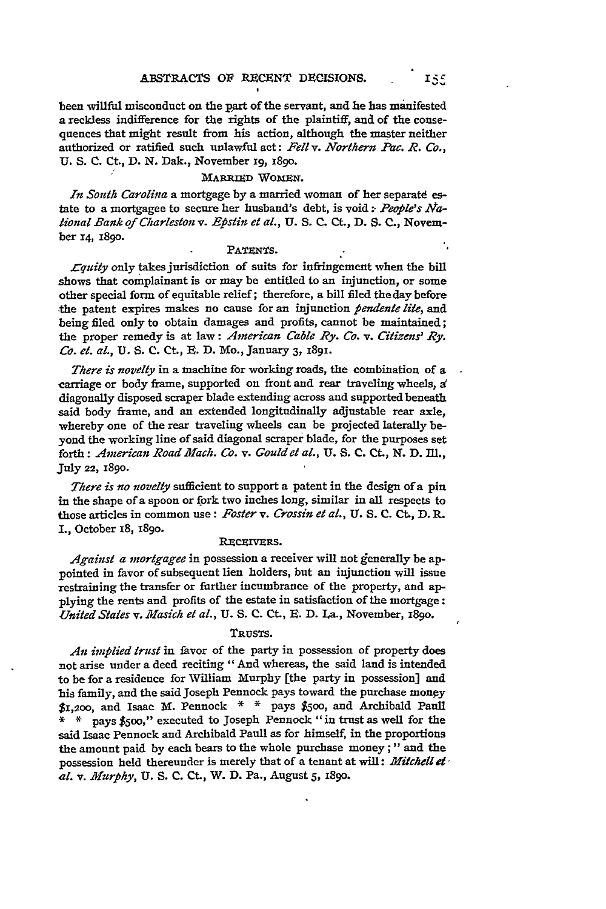been willful misconduct on the part of the servant, and he has manifested a reckless indifference for the rights of the plaintiff, and of the consequences that might result from his action, although the master neither authorized or ratified such unlawful act: *Fell* v. *Northern Pac. R. Co.*, U. S. C. Ct., D. N. Dak., November 19, 1890.

### MARRIED WOMEN.

*In South Carolina* a mortgage by a married woman of her separate estate to a mortgagee to secure her husband's debt, is void: *People's National Bank of Charleston* v. *Epstin et al.*, U. S. C. Ct., D. S. C., November 14, 1890.

### PATENTS.

*Equity* only takes jurisdiction of suits for infringement when the bill shows that complainant is or may be entitled to an injunction, or some other special form of equitable relief; therefore, a bill filed the day before the patent expires makes no cause for an injunction *pendente lite*, and being filed only to obtain damages and profits, cannot be maintained; the proper remedy is at law: *American Cable Ry. Co.* v. *Citizens' Ry. Co. et. al.*, U. S. C. Ct., E. D. Mo., January 3, 1891.

*There is novelty* in a machine for working roads, the combination of a carriage or body frame, supported on front and rear traveling wheels, a diagonally disposed scraper blade extending across and supported beneath said body frame, and an extended longitudinally adjustable rear axle, whereby one of the rear traveling wheels can be projected laterally beyond the working line of said diagonal scraper blade, for the purposes set forth: *American Road Mach. Co.* v. *Gould et al.*, U. S. C. Ct., N. D. Ill., July 22, 1890.

*There is no novelty* sufficient to support a patent in the design of a pin in the shape of a spoon or fork two inches long, similar in all respects to those articles in common use: *Foster* v. *Crossin et al.*, U. S. C. Ct., D. R. I., October 18, 1890.

### RECEIVERS.

*Against a mortgagee* in possession a receiver will not generally be appointed in favor of subsequent lien holders, but an injunction will issue restraining the transfer or further incumbrance of the property, and applying the rents and profits of the estate in satisfaction of the mortgage: *United States* v. *Masich et al.*, U. S. C. Ct., E. D. La., November, 1890.

### TRUSTS.

*An implied trust* in favor of the party in possession of property does not arise under a deed reciting "And whereas, the said land is intended to be for a residence for William Murphy [the party in possession] and his family, and the said Joseph Pennock pays toward the purchase money $1,200, and Isaac M. Pennock * * pays $500, and Archibald Paull * * pays $500," executed to Joseph Pennock "in trust as well for the said Isaac Pennock and Archibald Paull as for himself, in the proportions the amount paid by each bears to the whole purchase money;" and the possession held thereunder is merely that of a tenant at will: *Mitchell et al.* v. *Murphy*, U. S. C. Ct., W. D. Pa., August 5, 1890.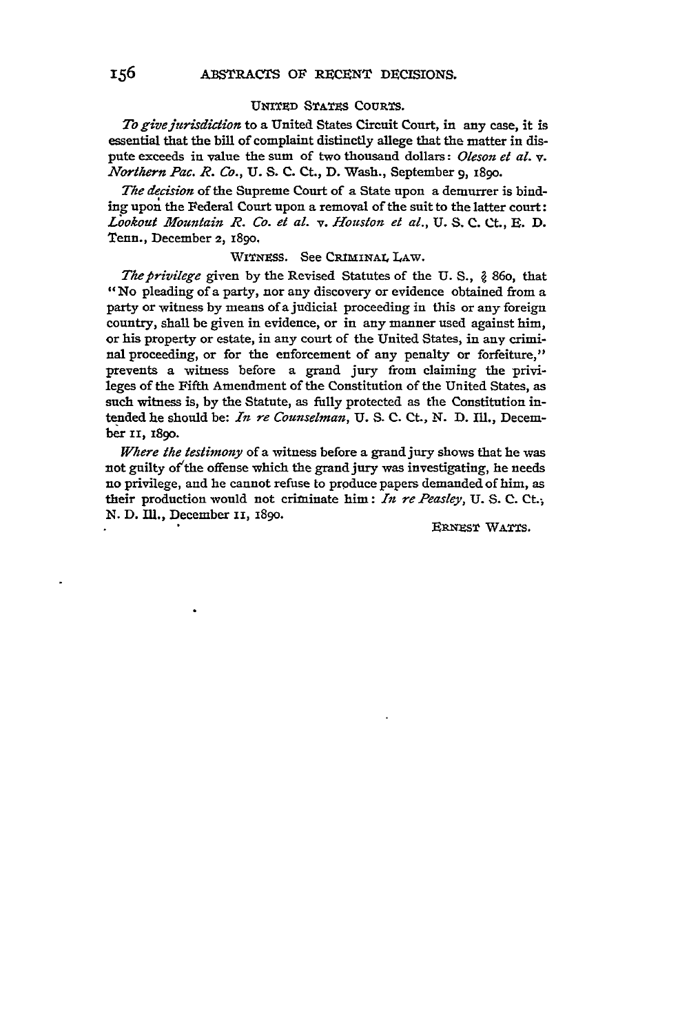UNITED STATES COURTS.

*To give jurisdiction* to a United States Circuit Court, in any case, it is essential that the bill of complaint distinctly allege that the matter in dispute exceeds in value the sum of two thousand dollars: *Oleson et al. v. Northern Pac. R. Co.*, U. S. C. Ct., D. Wash., September 9, 1890.

*The decision* of the Supreme Court of a State upon a demurrer is binding upon the Federal Court upon a removal of the suit to the latter court: *Lookout Mountain R. Co. et al. v. Houston et al.*, U. S. C. Ct., E. D. Tenn., December 2, 1890.

WITNESS. See CRIMINAL LAW.

*The privilege* given by the Revised Statutes of the U. S., § 860, that "No pleading of a party, nor any discovery or evidence obtained from a party or witness by means of a judicial proceeding in this or any foreign country, shall be given in evidence, or in any manner used against him, or his property or estate, in any court of the United States, in any criminal proceeding, or for the enforcement of any penalty or forfeiture," prevents a witness before a grand jury from claiming the privileges of the Fifth Amendment of the Constitution of the United States, as such witness is, by the Statute, as fully protected as the Constitution intended he should be: *In re Counselman*, U. S. C. Ct., N. D. Ill., December 11, 1890.

*Where the testimony* of a witness before a grand jury shows that he was not guilty of the offense which the grand jury was investigating, he needs no privilege, and he cannot refuse to produce papers demanded of him, as their production would not criminate him: *In re Peasley*, U. S. C. Ct., N. D. Ill., December 11, 1890.

ERNEST WATTS.